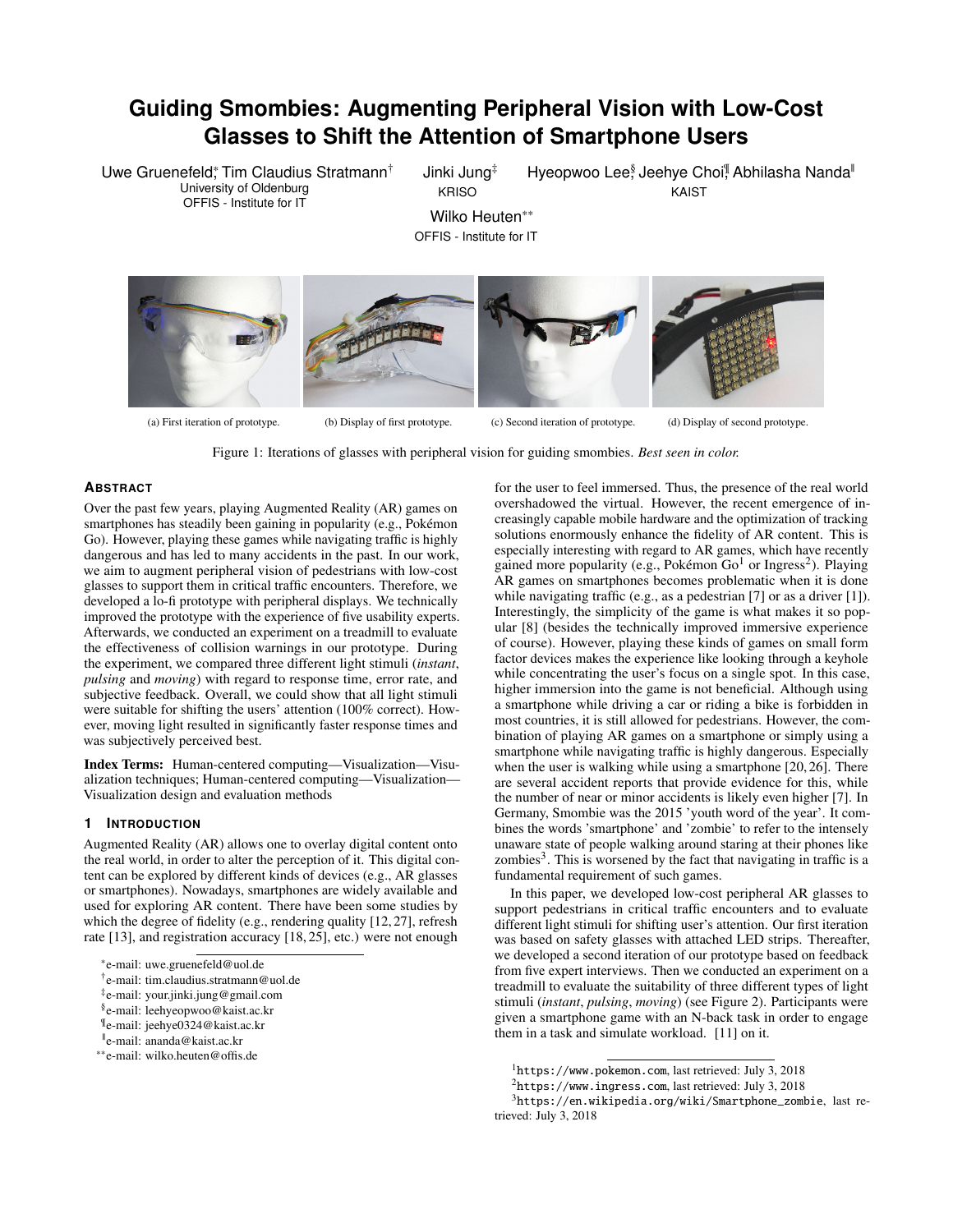# Guiding Smombies: Augmenting Peripheral Vision with Low-Cost Glasses to Shift the Attention of Smartphone Users

Uwe Gruenefeld[*], Tim Claudius Stratmann[†]
University of Oldenburg
OFFIS - Institute for IT

Jinki Jung[‡]
KRISO

Hyeopwoo Lee[§], Jeehye Choi[¶], Abhilasha Nanda[‖]
KAIST

Wilko Heuten[**]
OFFIS - Institute for IT

(a) First iteration of prototype. (b) Display of first prototype. (c) Second iteration of prototype. (d) Display of second prototype.

Figure 1: Iterations of glasses with peripheral vision for guiding smombies. *Best seen in color.*

## Abstract

Over the past few years, playing Augmented Reality (AR) games on smartphones has steadily been gaining in popularity (e.g., Pokémon Go). However, playing these games while navigating traffic is highly dangerous and has led to many accidents in the past. In our work, we aim to augment peripheral vision of pedestrians with low-cost glasses to support them in critical traffic encounters. Therefore, we developed a lo-fi prototype with peripheral displays. We technically improved the prototype with the experience of five usability experts. Afterwards, we conducted an experiment on a treadmill to evaluate the effectiveness of collision warnings in our prototype. During the experiment, we compared three different light stimuli (*instant*, *pulsing* and *moving*) with regard to response time, error rate, and subjective feedback. Overall, we could show that all light stimuli were suitable for shifting the users' attention (100% correct). However, moving light resulted in significantly faster response times and was subjectively perceived best.

**Index Terms:** Human-centered computing—Visualization—Visualization techniques; Human-centered computing—Visualization—Visualization design and evaluation methods

## 1 Introduction

Augmented Reality (AR) allows one to overlay digital content onto the real world, in order to alter the perception of it. This digital content can be explored by different kinds of devices (e.g., AR glasses or smartphones). Nowadays, smartphones are widely available and used for exploring AR content. There have been some studies by which the degree of fidelity (e.g., rendering quality [12, 27], refresh rate [13], and registration accuracy [18, 25], etc.) were not enough for the user to feel immersed. Thus, the presence of the real world overshadowed the virtual. However, the recent emergence of increasingly capable mobile hardware and the optimization of tracking solutions enormously enhance the fidelity of AR content. This is especially interesting with regard to AR games, which have recently gained more popularity (e.g., Pokémon Go[1] or Ingress[2]). Playing AR games on smartphones becomes problematic when it is done while navigating traffic (e.g., as a pedestrian [7] or as a driver [1]). Interestingly, the simplicity of the game is what makes it so popular [8] (besides the technically improved immersive experience of course). However, playing these kinds of games on small form factor devices makes the experience like looking through a keyhole while concentrating the user's focus on a single spot. In this case, higher immersion into the game is not beneficial. Although using a smartphone while driving a car or riding a bike is forbidden in most countries, it is still allowed for pedestrians. However, the combination of playing AR games on a smartphone or simply using a smartphone while navigating traffic is highly dangerous. Especially when the user is walking while using a smartphone [20, 26]. There are several accident reports that provide evidence for this, while the number of near or minor accidents is likely even higher [7]. In Germany, Smombie was the 2015 'youth word of the year'. It combines the words 'smartphone' and 'zombie' to refer to the intensely unaware state of people walking around staring at their phones like zombies[3]. This is worsened by the fact that navigating in traffic is a fundamental requirement of such games.

In this paper, we developed low-cost peripheral AR glasses to support pedestrians in critical traffic encounters and to evaluate different light stimuli for shifting user's attention. Our first iteration was based on safety glasses with attached LED strips. Thereafter, we developed a second iteration of our prototype based on feedback from five expert interviews. Then we conducted an experiment on a treadmill to evaluate the suitability of three different types of light stimuli (*instant*, *pulsing*, *moving*) (see Figure 2). Participants were given a smartphone game with an N-back task in order to engage them in a task and simulate workload. [11] on it.

[*]e-mail: uwe.gruenefeld@uol.de
[†]e-mail: tim.claudius.stratmann@uol.de
[‡]e-mail: your.jinki.jung@gmail.com
[§]e-mail: leehyeopwoo@kaist.ac.kr
[¶]e-mail: jeehye0324@kaist.ac.kr
[‖]e-mail: ananda@kaist.ac.kr
[**]e-mail: wilko.heuten@offis.de

[1]https://www.pokemon.com, last retrieved: July 3, 2018
[2]https://www.ingress.com, last retrieved: July 3, 2018
[3]https://en.wikipedia.org/wiki/Smartphone_zombie, last retrieved: July 3, 2018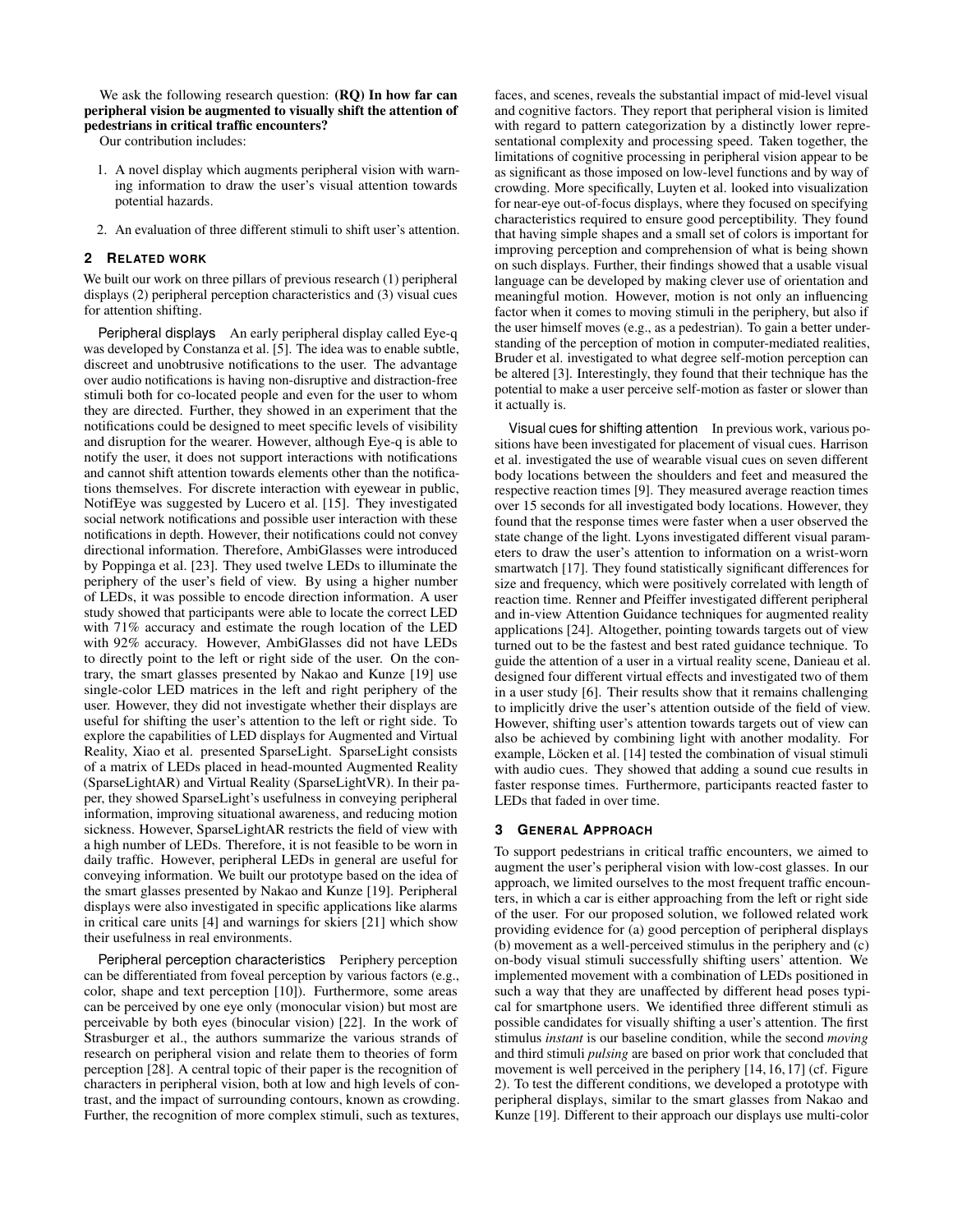We ask the following research question: **(RQ) In how far can peripheral vision be augmented to visually shift the attention of pedestrians in critical traffic encounters?**

Our contribution includes:

1. A novel display which augments peripheral vision with warning information to draw the user's visual attention towards potential hazards.
2. An evaluation of three different stimuli to shift user's attention.

## 2 Related Work

We built our work on three pillars of previous research (1) peripheral displays (2) peripheral perception characteristics and (3) visual cues for attention shifting.

**Peripheral displays** An early peripheral display called Eye-q was developed by Constanza et al. [5]. The idea was to enable subtle, discreet and unobtrusive notifications to the user. The advantage over audio notifications is having non-disruptive and distraction-free stimuli both for co-located people and even for the user to whom they are directed. Further, they showed in an experiment that the notifications could be designed to meet specific levels of visibility and disruption for the wearer. However, although Eye-q is able to notify the user, it does not support interactions with notifications and cannot shift attention towards elements other than the notifications themselves. For discrete interaction with eyewear in public, NotifEye was suggested by Lucero et al. [15]. They investigated social network notifications and possible user interaction with these notifications in depth. However, their notifications could not convey directional information. Therefore, AmbiGlasses were introduced by Poppinga et al. [23]. They used twelve LEDs to illuminate the periphery of the user's field of view. By using a higher number of LEDs, it was possible to encode direction information. A user study showed that participants were able to locate the correct LED with 71% accuracy and estimate the rough location of the LED with 92% accuracy. However, AmbiGlasses did not have LEDs to directly point to the left or right side of the user. On the contrary, the smart glasses presented by Nakao and Kunze [19] use single-color LED matrices in the left and right periphery of the user. However, they did not investigate whether their displays are useful for shifting the user's attention to the left or right side. To explore the capabilities of LED displays for Augmented and Virtual Reality, Xiao et al. presented SparseLight. SparseLight consists of a matrix of LEDs placed in head-mounted Augmented Reality (SparseLightAR) and Virtual Reality (SparseLightVR). In their paper, they showed SparseLight's usefulness in conveying peripheral information, improving situational awareness, and reducing motion sickness. However, SparseLightAR restricts the field of view with a high number of LEDs. Therefore, it is not feasible to be worn in daily traffic. However, peripheral LEDs in general are useful for conveying information. We built our prototype based on the idea of the smart glasses presented by Nakao and Kunze [19]. Peripheral displays were also investigated in specific applications like alarms in critical care units [4] and warnings for skiers [21] which show their usefulness in real environments.

**Peripheral perception characteristics** Periphery perception can be differentiated from foveal perception by various factors (e.g., color, shape and text perception [10]). Furthermore, some areas can be perceived by one eye only (monocular vision) but most are perceivable by both eyes (binocular vision) [22]. In the work of Strasburger et al., the authors summarize the various strands of research on peripheral vision and relate them to theories of form perception [28]. A central topic of their paper is the recognition of characters in peripheral vision, both at low and high levels of contrast, and the impact of surrounding contours, known as crowding. Further, the recognition of more complex stimuli, such as textures, faces, and scenes, reveals the substantial impact of mid-level visual and cognitive factors. They report that peripheral vision is limited with regard to pattern categorization by a distinctly lower representational complexity and processing speed. Taken together, the limitations of cognitive processing in peripheral vision appear to be as significant as those imposed on low-level functions and by way of crowding. More specifically, Luyten et al. looked into visualization for near-eye out-of-focus displays, where they focused on specifying characteristics required to ensure good perceptibility. They found that having simple shapes and a small set of colors is important for improving perception and comprehension of what is being shown on such displays. Further, their findings showed that a usable visual language can be developed by making clever use of orientation and meaningful motion. However, motion is not only an influencing factor when it comes to moving stimuli in the periphery, but also if the user himself moves (e.g., as a pedestrian). To gain a better understanding of the perception of motion in computer-mediated realities, Bruder et al. investigated to what degree self-motion perception can be altered [3]. Interestingly, they found that their technique has the potential to make a user perceive self-motion as faster or slower than it actually is.

**Visual cues for shifting attention** In previous work, various positions have been investigated for placement of visual cues. Harrison et al. investigated the use of wearable visual cues on seven different body locations between the shoulders and feet and measured the respective reaction times [9]. They measured average reaction times over 15 seconds for all investigated body locations. However, they found that the response times were faster when a user observed the state change of the light. Lyons investigated different visual parameters to draw the user's attention to information on a wrist-worn smartwatch [17]. They found statistically significant differences for size and frequency, which were positively correlated with length of reaction time. Renner and Pfeiffer investigated different peripheral and in-view Attention Guidance techniques for augmented reality applications [24]. Altogether, pointing towards targets out of view turned out to be the fastest and best rated guidance technique. To guide the attention of a user in a virtual reality scene, Danieau et al. designed four different virtual effects and investigated two of them in a user study [6]. Their results show that it remains challenging to implicitly drive the user's attention outside of the field of view. However, shifting user's attention towards targets out of view can also be achieved by combining light with another modality. For example, Löcken et al. [14] tested the combination of visual stimuli with audio cues. They showed that adding a sound cue results in faster response times. Furthermore, participants reacted faster to LEDs that faded in over time.

## 3 General Approach

To support pedestrians in critical traffic encounters, we aimed to augment the user's peripheral vision with low-cost glasses. In our approach, we limited ourselves to the most frequent traffic encounters, in which a car is either approaching from the left or right side of the user. For our proposed solution, we followed related work providing evidence for (a) good perception of peripheral displays (b) movement as a well-perceived stimulus in the periphery and (c) on-body visual stimuli successfully shifting users' attention. We implemented movement with a combination of LEDs positioned in such a way that they are unaffected by different head poses typical for smartphone users. We identified three different stimuli as possible candidates for visually shifting a user's attention. The first stimulus *instant* is our baseline condition, while the second *moving* and third stimuli *pulsing* are based on prior work that concluded that movement is well perceived in the periphery [14, 16, 17] (cf. Figure 2). To test the different conditions, we developed a prototype with peripheral displays, similar to the smart glasses from Nakao and Kunze [19]. Different to their approach our displays use multi-color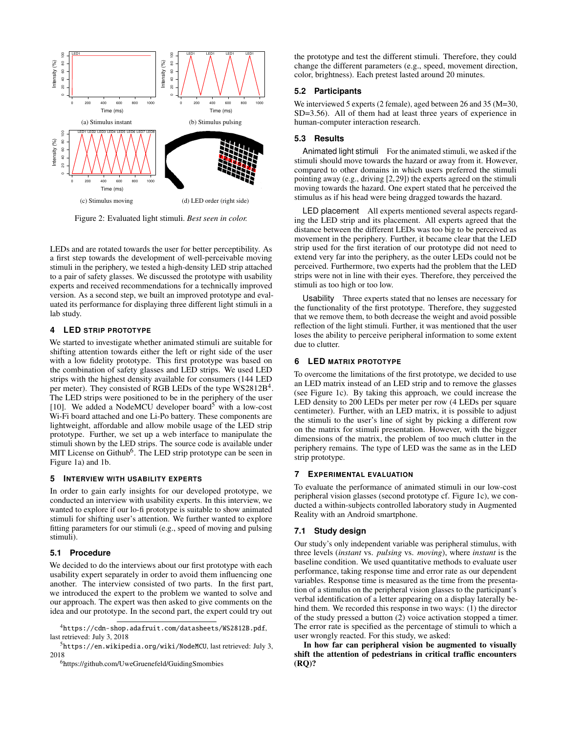(a) Stimulus instant

(b) Stimulus pulsing

(c) Stimulus moving

(d) LED order (right side)

Figure 2: Evaluated light stimuli. *Best seen in color.*

LEDs and are rotated towards the user for better perceptibility. As a first step towards the development of well-perceivable moving stimuli in the periphery, we tested a high-density LED strip attached to a pair of safety glasses. We discussed the prototype with usability experts and received recommendations for a technically improved version. As a second step, we built an improved prototype and evaluated its performance for displaying three different light stimuli in a lab study.

## 4 LED STRIP PROTOTYPE

We started to investigate whether animated stimuli are suitable for shifting attention towards either the left or right side of the user with a low fidelity prototype. This first prototype was based on the combination of safety glasses and LED strips. We used LED strips with the highest density available for consumers (144 LED per meter). They consisted of RGB LEDs of the type WS2812B[4]. The LED strips were positioned to be in the periphery of the user [10]. We added a NodeMCU developer board[5] with a low-cost Wi-Fi board attached and one Li-Po battery. These components are lightweight, affordable and allow mobile usage of the LED strip prototype. Further, we set up a web interface to manipulate the stimuli shown by the LED strips. The source code is available under MIT License on Github[6]. The LED strip prototype can be seen in Figure 1a) and 1b.

## 5 INTERVIEW WITH USABILITY EXPERTS

In order to gain early insights for our developed prototype, we conducted an interview with usability experts. In this interview, we wanted to explore if our lo-fi prototype is suitable to show animated stimuli for shifting user's attention. We further wanted to explore fitting parameters for our stimuli (e.g., speed of moving and pulsing stimuli).

### 5.1 Procedure

We decided to do the interviews about our first prototype with each usability expert separately in order to avoid them influencing one another. The interview consisted of two parts. In the first part, we introduced the expert to the problem we wanted to solve and our approach. The expert was then asked to give comments on the idea and our prototype. In the second part, the expert could try out the prototype and test the different stimuli. Therefore, they could change the different parameters (e.g., speed, movement direction, color, brightness). Each pretest lasted around 20 minutes.

### 5.2 Participants

We interviewed 5 experts (2 female), aged between 26 and 35 (M=30, SD=3.56). All of them had at least three years of experience in human-computer interaction research.

### 5.3 Results

**Animated light stimuli** For the animated stimuli, we asked if the stimuli should move towards the hazard or away from it. However, compared to other domains in which users preferred the stimuli pointing away (e.g., driving [2,29]) the experts agreed on the stimuli moving towards the hazard. One expert stated that he perceived the stimulus as if his head were being dragged towards the hazard.

**LED placement** All experts mentioned several aspects regarding the LED strip and its placement. All experts agreed that the distance between the different LEDs was too big to be perceived as movement in the periphery. Further, it became clear that the LED strip used for the first iteration of our prototype did not need to extend very far into the periphery, as the outer LEDs could not be perceived. Furthermore, two experts had the problem that the LED strips were not in line with their eyes. Therefore, they perceived the stimuli as too high or too low.

**Usability** Three experts stated that no lenses are necessary for the functionality of the first prototype. Therefore, they suggested that we remove them, to both decrease the weight and avoid possible reflection of the light stimuli. Further, it was mentioned that the user loses the ability to perceive peripheral information to some extent due to clutter.

## 6 LED MATRIX PROTOTYPE

To overcome the limitations of the first prototype, we decided to use an LED matrix instead of an LED strip and to remove the glasses (see Figure 1c). By taking this approach, we could increase the LED density to 200 LEDs per meter per row (4 LEDs per square centimeter). Further, with an LED matrix, it is possible to adjust the stimuli to the user's line of sight by picking a different row on the matrix for stimuli presentation. However, with the bigger dimensions of the matrix, the problem of too much clutter in the periphery remains. The type of LED was the same as in the LED strip prototype.

## 7 EXPERIMENTAL EVALUATION

To evaluate the performance of animated stimuli in our low-cost peripheral vision glasses (second prototype cf. Figure 1c), we conducted a within-subjects controlled laboratory study in Augmented Reality with an Android smartphone.

### 7.1 Study design

Our study's only independent variable was peripheral stimulus, with three levels (*instant* vs. *pulsing* vs. *moving*), where *instant* is the baseline condition. We used quantitative methods to evaluate user performance, taking response time and error rate as our dependent variables. Response time is measured as the time from the presentation of a stimulus on the peripheral vision glasses to the participant's verbal identification of a letter appearing on a display laterally behind them. We recorded this response in two ways: (1) the director of the study pressed a button (2) voice activation stopped a timer. The error rate is specified as the percentage of stimuli to which a user wrongly reacted. For this study, we asked:

**In how far can peripheral vision be augmented to visually shift the attention of pedestrians in critical traffic encounters (RQ)?**

[4] https://cdn-shop.adafruit.com/datasheets/WS2812B.pdf, last retrieved: July 3, 2018

[5] https://en.wikipedia.org/wiki/NodeMCU, last retrieved: July 3, 2018

[6] https://github.com/UweGruenefeld/GuidingSmombies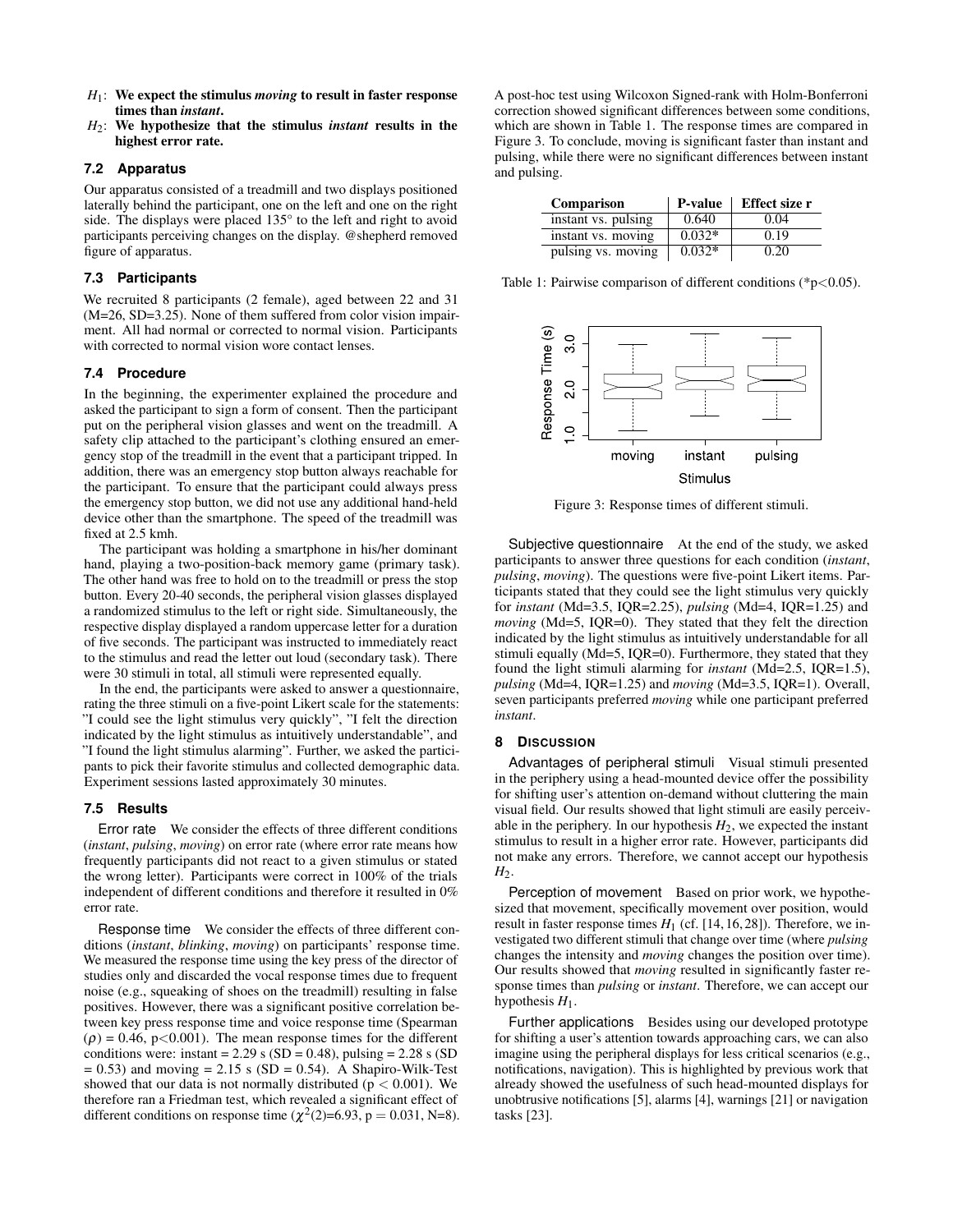$H_1$: **We expect the stimulus *moving* to result in faster response times than *instant*.**

$H_2$: **We hypothesize that the stimulus *instant* results in the highest error rate.**

### 7.2 Apparatus

Our apparatus consisted of a treadmill and two displays positioned laterally behind the participant, one on the left and one on the right side. The displays were placed 135° to the left and right to avoid participants perceiving changes on the display. @shepherd removed figure of apparatus.

### 7.3 Participants

We recruited 8 participants (2 female), aged between 22 and 31 (M=26, SD=3.25). None of them suffered from color vision impairment. All had normal or corrected to normal vision. Participants with corrected to normal vision wore contact lenses.

### 7.4 Procedure

In the beginning, the experimenter explained the procedure and asked the participant to sign a form of consent. Then the participant put on the peripheral vision glasses and went on the treadmill. A safety clip attached to the participant's clothing ensured an emergency stop of the treadmill in the event that a participant tripped. In addition, there was an emergency stop button always reachable for the participant. To ensure that the participant could always press the emergency stop button, we did not use any additional hand-held device other than the smartphone. The speed of the treadmill was fixed at 2.5 kmh.

The participant was holding a smartphone in his/her dominant hand, playing a two-position-back memory game (primary task). The other hand was free to hold on to the treadmill or press the stop button. Every 20-40 seconds, the peripheral vision glasses displayed a randomized stimulus to the left or right side. Simultaneously, the respective display displayed a random uppercase letter for a duration of five seconds. The participant was instructed to immediately react to the stimulus and read the letter out loud (secondary task). There were 30 stimuli in total, all stimuli were represented equally.

In the end, the participants were asked to answer a questionnaire, rating the three stimuli on a five-point Likert scale for the statements: "I could see the light stimulus very quickly", "I felt the direction indicated by the light stimulus as intuitively understandable", and "I found the light stimulus alarming". Further, we asked the participants to pick their favorite stimulus and collected demographic data. Experiment sessions lasted approximately 30 minutes.

### 7.5 Results

**Error rate** We consider the effects of three different conditions (*instant*, *pulsing*, *moving*) on error rate (where error rate means how frequently participants did not react to a given stimulus or stated the wrong letter). Participants were correct in 100% of the trials independent of different conditions and therefore it resulted in 0% error rate.

**Response time** We consider the effects of three different conditions (*instant*, *blinking*, *moving*) on participants' response time. We measured the response time using the key press of the director of studies only and discarded the vocal response times due to frequent noise (e.g., squeaking of shoes on the treadmill) resulting in false positives. However, there was a significant positive correlation between key press response time and voice response time (Spearman ($\rho$) = 0.46, $p<0.001$). The mean response times for the different conditions were: instant = 2.29 s (SD = 0.48), pulsing = 2.28 s (SD = 0.53) and moving = 2.15 s (SD = 0.54). A Shapiro-Wilk-Test showed that our data is not normally distributed ($p < 0.001$). We therefore ran a Friedman test, which revealed a significant effect of different conditions on response time ($\chi^2(2)$=6.93, $p = 0.031$, N=8). A post-hoc test using Wilcoxon Signed-rank with Holm-Bonferroni correction showed significant differences between some conditions, which are shown in Table 1. The response times are compared in Figure 3. To conclude, moving is significant faster than instant and pulsing, while there were no significant differences between instant and pulsing.

| Comparison | P-value | Effect size r |
|---|---|---|
| instant vs. pulsing | 0.640 | 0.04 |
| instant vs. moving | 0.032* | 0.19 |
| pulsing vs. moving | 0.032* | 0.20 |

Table 1: Pairwise comparison of different conditions (*$p<0.05$).

Figure 3: Response times of different stimuli.

**Subjective questionnaire** At the end of the study, we asked participants to answer three questions for each condition (*instant*, *pulsing*, *moving*). The questions were five-point Likert items. Participants stated that they could see the light stimulus very quickly for *instant* (Md=3.5, IQR=2.25), *pulsing* (Md=4, IQR=1.25) and *moving* (Md=5, IQR=0). They stated that they felt the direction indicated by the light stimulus as intuitively understandable for all stimuli equally (Md=5, IQR=0). Furthermore, they stated that they found the light stimuli alarming for *instant* (Md=2.5, IQR=1.5), *pulsing* (Md=4, IQR=1.25) and *moving* (Md=3.5, IQR=1). Overall, seven participants preferred *moving* while one participant preferred *instant*.

## 8 Discussion

**Advantages of peripheral stimuli** Visual stimuli presented in the periphery using a head-mounted device offer the possibility for shifting user's attention on-demand without cluttering the main visual field. Our results showed that light stimuli are easily perceivable in the periphery. In our hypothesis $H_2$, we expected the instant stimulus to result in a higher error rate. However, participants did not make any errors. Therefore, we cannot accept our hypothesis $H_2$.

**Perception of movement** Based on prior work, we hypothesized that movement, specifically movement over position, would result in faster response times $H_1$ (cf. [14, 16, 28]). Therefore, we investigated two different stimuli that change over time (where *pulsing* changes the intensity and *moving* changes the position over time). Our results showed that *moving* resulted in significantly faster response times than *pulsing* or *instant*. Therefore, we can accept our hypothesis $H_1$.

**Further applications** Besides using our developed prototype for shifting a user's attention towards approaching cars, we can also imagine using the peripheral displays for less critical scenarios (e.g., notifications, navigation). This is highlighted by previous work that already showed the usefulness of such head-mounted displays for unobtrusive notifications [5], alarms [4], warnings [21] or navigation tasks [23].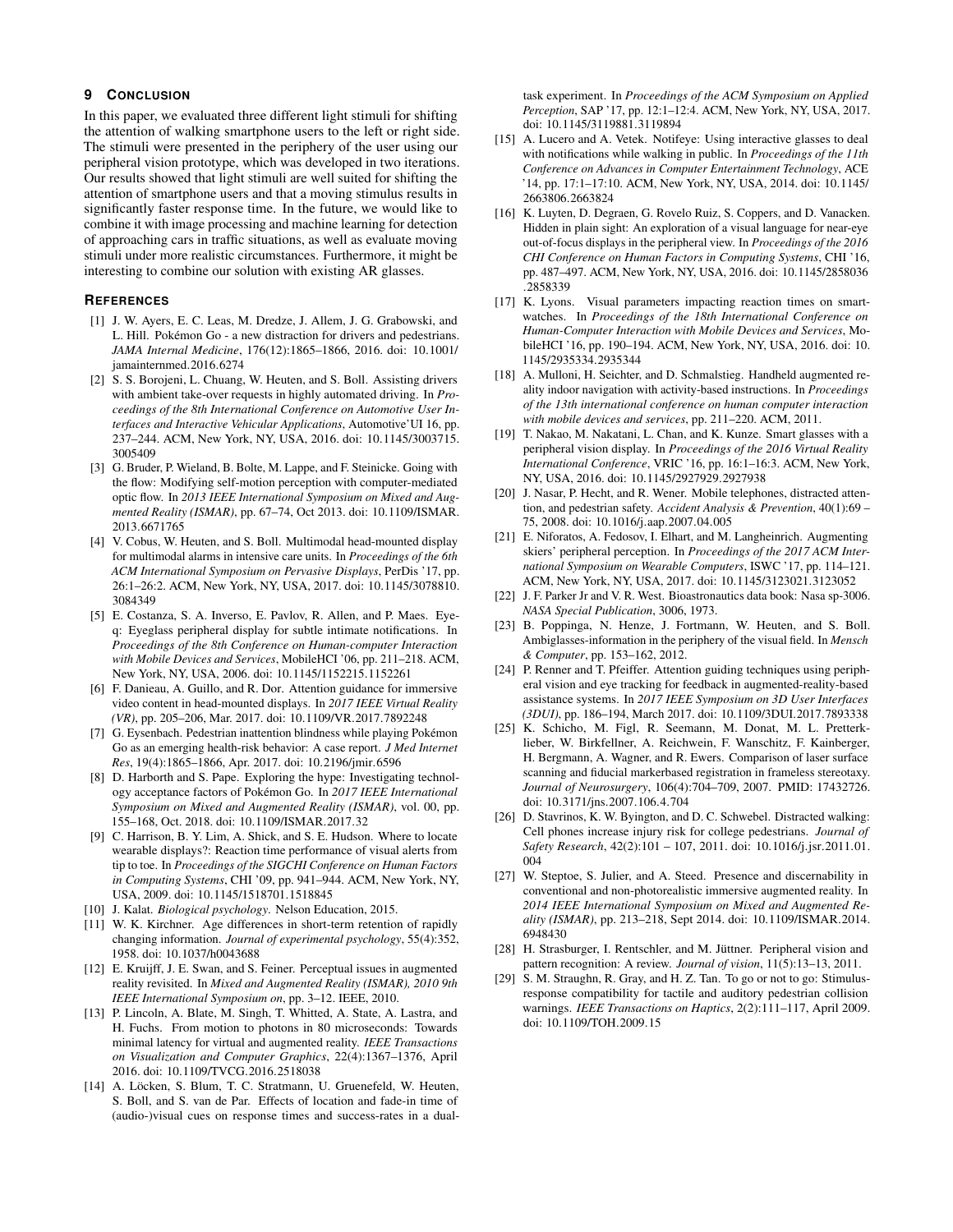## 9 Conclusion

In this paper, we evaluated three different light stimuli for shifting the attention of walking smartphone users to the left or right side. The stimuli were presented in the periphery of the user using our peripheral vision prototype, which was developed in two iterations. Our results showed that light stimuli are well suited for shifting the attention of smartphone users and that a moving stimulus results in significantly faster response time. In the future, we would like to combine it with image processing and machine learning for detection of approaching cars in traffic situations, as well as evaluate moving stimuli under more realistic circumstances. Furthermore, it might be interesting to combine our solution with existing AR glasses.

## References

[1] J. W. Ayers, E. C. Leas, M. Dredze, J. Allem, J. G. Grabowski, and L. Hill. Pokémon Go - a new distraction for drivers and pedestrians. *JAMA Internal Medicine*, 176(12):1865–1866, 2016. doi: 10.1001/jamainternmed.2016.6274

[2] S. S. Borojeni, L. Chuang, W. Heuten, and S. Boll. Assisting drivers with ambient take-over requests in highly automated driving. In *Proceedings of the 8th International Conference on Automotive User Interfaces and Interactive Vehicular Applications*, Automotive'UI 16, pp. 237–244. ACM, New York, NY, USA, 2016. doi: 10.1145/3003715.3005409

[3] G. Bruder, P. Wieland, B. Bolte, M. Lappe, and F. Steinicke. Going with the flow: Modifying self-motion perception with computer-mediated optic flow. In *2013 IEEE International Symposium on Mixed and Augmented Reality (ISMAR)*, pp. 67–74, Oct 2013. doi: 10.1109/ISMAR.2013.6671765

[4] V. Cobus, W. Heuten, and S. Boll. Multimodal head-mounted display for multimodal alarms in intensive care units. In *Proceedings of the 6th ACM International Symposium on Pervasive Displays*, PerDis '17, pp. 26:1–26:2. ACM, New York, NY, USA, 2017. doi: 10.1145/3078810.3084349

[5] E. Costanza, S. A. Inverso, E. Pavlov, R. Allen, and P. Maes. Eye-q: Eyeglass peripheral display for subtle intimate notifications. In *Proceedings of the 8th Conference on Human-computer Interaction with Mobile Devices and Services*, MobileHCI '06, pp. 211–218. ACM, New York, NY, USA, 2006. doi: 10.1145/1152215.1152261

[6] F. Danieau, A. Guillo, and R. Dor. Attention guidance for immersive video content in head-mounted displays. In *2017 IEEE Virtual Reality (VR)*, pp. 205–206, Mar. 2017. doi: 10.1109/VR.2017.7892248

[7] G. Eysenbach. Pedestrian inattention blindness while playing Pokémon Go as an emerging health-risk behavior: A case report. *J Med Internet Res*, 19(4):1865–1866, Apr. 2017. doi: 10.2196/jmir.6596

[8] D. Harborth and S. Pape. Exploring the hype: Investigating technology acceptance factors of Pokémon Go. In *2017 IEEE International Symposium on Mixed and Augmented Reality (ISMAR)*, vol. 00, pp. 155–168, Oct. 2018. doi: 10.1109/ISMAR.2017.32

[9] C. Harrison, B. Y. Lim, A. Shick, and S. E. Hudson. Where to locate wearable displays?: Reaction time performance of visual alerts from tip to toe. In *Proceedings of the SIGCHI Conference on Human Factors in Computing Systems*, CHI '09, pp. 941–944. ACM, New York, NY, USA, 2009. doi: 10.1145/1518701.1518845

[10] J. Kalat. *Biological psychology*. Nelson Education, 2015.

[11] W. K. Kirchner. Age differences in short-term retention of rapidly changing information. *Journal of experimental psychology*, 55(4):352, 1958. doi: 10.1037/h0043688

[12] E. Kruijff, J. E. Swan, and S. Feiner. Perceptual issues in augmented reality revisited. In *Mixed and Augmented Reality (ISMAR), 2010 9th IEEE International Symposium on*, pp. 3–12. IEEE, 2010.

[13] P. Lincoln, A. Blate, M. Singh, T. Whitted, A. State, A. Lastra, and H. Fuchs. From motion to photons in 80 microseconds: Towards minimal latency for virtual and augmented reality. *IEEE Transactions on Visualization and Computer Graphics*, 22(4):1367–1376, April 2016. doi: 10.1109/TVCG.2016.2518038

[14] A. Löcken, S. Blum, T. C. Stratmann, U. Gruenefeld, W. Heuten, S. Boll, and S. van de Par. Effects of location and fade-in time of (audio-)visual cues on response times and success-rates in a dual-task experiment. In *Proceedings of the ACM Symposium on Applied Perception*, SAP '17, pp. 12:1–12:4. ACM, New York, NY, USA, 2017. doi: 10.1145/3119881.3119894

[15] A. Lucero and A. Vetek. Notifeye: Using interactive glasses to deal with notifications while walking in public. In *Proceedings of the 11th Conference on Advances in Computer Entertainment Technology*, ACE '14, pp. 17:1–17:10. ACM, New York, NY, USA, 2014. doi: 10.1145/2663806.2663824

[16] K. Luyten, D. Degraen, G. Rovelo Ruiz, S. Coppers, and D. Vanacken. Hidden in plain sight: An exploration of a visual language for near-eye out-of-focus displays in the peripheral view. In *Proceedings of the 2016 CHI Conference on Human Factors in Computing Systems*, CHI '16, pp. 487–497. ACM, New York, NY, USA, 2016. doi: 10.1145/2858036.2858339

[17] K. Lyons. Visual parameters impacting reaction times on smartwatches. In *Proceedings of the 18th International Conference on Human-Computer Interaction with Mobile Devices and Services*, MobileHCI '16, pp. 190–194. ACM, New York, NY, USA, 2016. doi: 10.1145/2935334.2935344

[18] A. Mulloni, H. Seichter, and D. Schmalstieg. Handheld augmented reality indoor navigation with activity-based instructions. In *Proceedings of the 13th international conference on human computer interaction with mobile devices and services*, pp. 211–220. ACM, 2011.

[19] T. Nakao, M. Nakatani, L. Chan, and K. Kunze. Smart glasses with a peripheral vision display. In *Proceedings of the 2016 Virtual Reality International Conference*, VRIC '16, pp. 16:1–16:3. ACM, New York, NY, USA, 2016. doi: 10.1145/2927929.2927938

[20] J. Nasar, P. Hecht, and R. Wener. Mobile telephones, distracted attention, and pedestrian safety. *Accident Analysis & Prevention*, 40(1):69 – 75, 2008. doi: 10.1016/j.aap.2007.04.005

[21] E. Niforatos, A. Fedosov, I. Elhart, and M. Langheinrich. Augmenting skiers' peripheral perception. In *Proceedings of the 2017 ACM International Symposium on Wearable Computers*, ISWC '17, pp. 114–121. ACM, New York, NY, USA, 2017. doi: 10.1145/3123021.3123052

[22] J. F. Parker Jr and V. R. West. Bioastronautics data book: Nasa sp-3006. *NASA Special Publication*, 3006, 1973.

[23] B. Poppinga, N. Henze, J. Fortmann, W. Heuten, and S. Boll. Ambiglasses-information in the periphery of the visual field. In *Mensch & Computer*, pp. 153–162, 2012.

[24] P. Renner and T. Pfeiffer. Attention guiding techniques using peripheral vision and eye tracking for feedback in augmented-reality-based assistance systems. In *2017 IEEE Symposium on 3D User Interfaces (3DUI)*, pp. 186–194, March 2017. doi: 10.1109/3DUI.2017.7893338

[25] K. Schicho, M. Figl, R. Seemann, M. Donat, M. L. Pretterklieber, W. Birkfellner, A. Reichwein, F. Wanschitz, F. Kainberger, H. Bergmann, A. Wagner, and R. Ewers. Comparison of laser surface scanning and fiducial markerbased registration in frameless stereotaxy. *Journal of Neurosurgery*, 106(4):704–709, 2007. PMID: 17432726. doi: 10.3171/jns.2007.106.4.704

[26] D. Stavrinos, K. W. Byington, and D. C. Schwebel. Distracted walking: Cell phones increase injury risk for college pedestrians. *Journal of Safety Research*, 42(2):101 – 107, 2011. doi: 10.1016/j.jsr.2011.01.004

[27] W. Steptoe, S. Julier, and A. Steed. Presence and discernability in conventional and non-photorealistic immersive augmented reality. In *2014 IEEE International Symposium on Mixed and Augmented Reality (ISMAR)*, pp. 213–218, Sept 2014. doi: 10.1109/ISMAR.2014.6948430

[28] H. Strasburger, I. Rentschler, and M. Jüttner. Peripheral vision and pattern recognition: A review. *Journal of vision*, 11(5):13–13, 2011.

[29] S. M. Straughn, R. Gray, and H. Z. Tan. To go or not to go: Stimulus-response compatibility for tactile and auditory pedestrian collision warnings. *IEEE Transactions on Haptics*, 2(2):111–117, April 2009. doi: 10.1109/TOH.2009.15